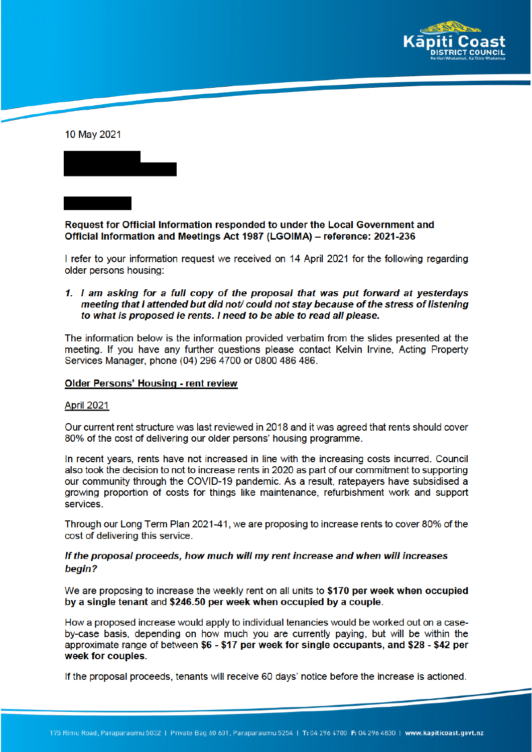10 May 2021

**Request for Official Information responded to under the Local Government and Official Information and Meetings Act 1987 (LGOIMA) – reference: 2021-236**

I refer to your information request we received on 14 April 2021 for the following regarding older persons housing:

1. ***I am asking for a full copy of the proposal that was put forward at yesterdays meeting that I attended but did not/ could not stay because of the stress of listening to what is proposed ie rents. I need to be able to read all please.***

The information below is the information provided verbatim from the slides presented at the meeting. If you have any further questions please contact Kelvin Irvine, Acting Property Services Manager, phone (04) 296 4700 or 0800 486 486.

<u>**Older Persons' Housing - rent review**</u>

<u>April 2021</u>

Our current rent structure was last reviewed in 2018 and it was agreed that rents should cover 80% of the cost of delivering our older persons' housing programme.

In recent years, rents have not increased in line with the increasing costs incurred. Council also took the decision to not to increase rents in 2020 as part of our commitment to supporting our community through the COVID-19 pandemic. As a result, ratepayers have subsidised a growing proportion of costs for things like maintenance, refurbishment work and support services.

Through our Long Term Plan 2021-41, we are proposing to increase rents to cover 80% of the cost of delivering this service.

***If the proposal proceeds, how much will my rent increase and when will increases begin?***

We are proposing to increase the weekly rent on all units to **$170 per week when occupied by a single tenant** and **$246.50 per week when occupied by a couple**.

How a proposed increase would apply to individual tenancies would be worked out on a case-by-case basis, depending on how much you are currently paying, but will be within the approximate range of between **$6 - $17 per week for single occupants, and $28 - $42 per week for couples**.

If the proposal proceeds, tenants will receive 60 days' notice before the increase is actioned.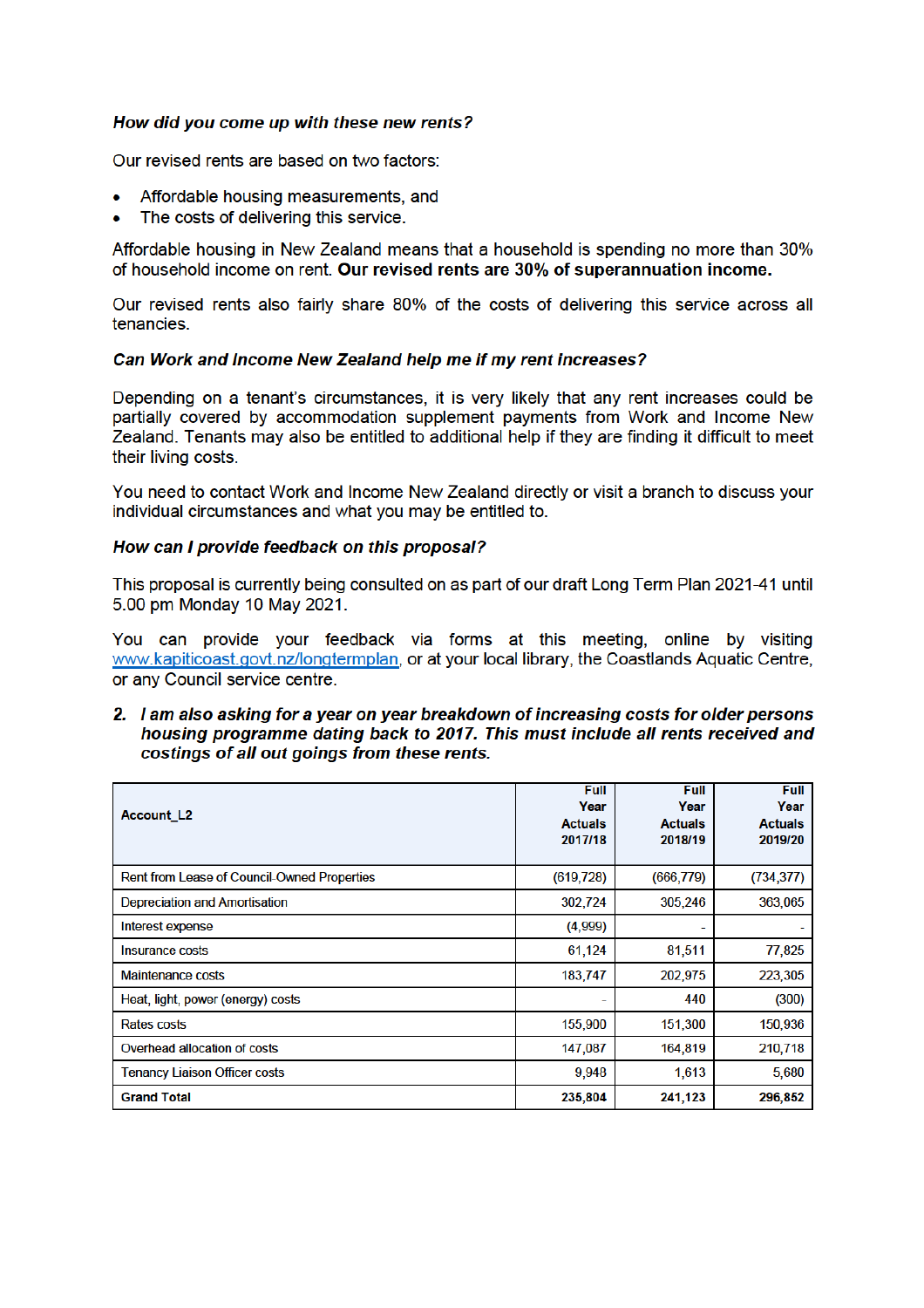***How did you come up with these new rents?***

Our revised rents are based on two factors:

- Affordable housing measurements, and
- The costs of delivering this service.

Affordable housing in New Zealand means that a household is spending no more than 30% of household income on rent. **Our revised rents are 30% of superannuation income.**

Our revised rents also fairly share 80% of the costs of delivering this service across all tenancies.

***Can Work and Income New Zealand help me if my rent increases?***

Depending on a tenant's circumstances, it is very likely that any rent increases could be partially covered by accommodation supplement payments from Work and Income New Zealand. Tenants may also be entitled to additional help if they are finding it difficult to meet their living costs.

You need to contact Work and Income New Zealand directly or visit a branch to discuss your individual circumstances and what you may be entitled to.

***How can I provide feedback on this proposal?***

This proposal is currently being consulted on as part of our draft Long Term Plan 2021-41 until 5.00 pm Monday 10 May 2021.

You can provide your feedback via forms at this meeting, online by visiting www.kapiticoast.govt.nz/longtermplan, or at your local library, the Coastlands Aquatic Centre, or any Council service centre.

2. ***I am also asking for a year on year breakdown of increasing costs for older persons housing programme dating back to 2017. This must include all rents received and costings of all out goings from these rents.***

| **Account_L2** | **Full Year Actuals 2017/18** | **Full Year Actuals 2018/19** | **Full Year Actuals 2019/20** |
|---|---|---|---|
| Rent from Lease of Council-Owned Properties | (619,728) | (666,779) | (734,377) |
| Depreciation and Amortisation | 302,724 | 305,246 | 363,065 |
| Interest expense | (4,999) | - | - |
| Insurance costs | 61,124 | 81,511 | 77,825 |
| Maintenance costs | 183,747 | 202,975 | 223,305 |
| Heat, light, power (energy) costs | - | 440 | (300) |
| Rates costs | 155,900 | 151,300 | 150,936 |
| Overhead allocation of costs | 147,087 | 164,819 | 210,718 |
| Tenancy Liaison Officer costs | 9,948 | 1,613 | 5,680 |
| **Grand Total** | **235,804** | **241,123** | **296,852** |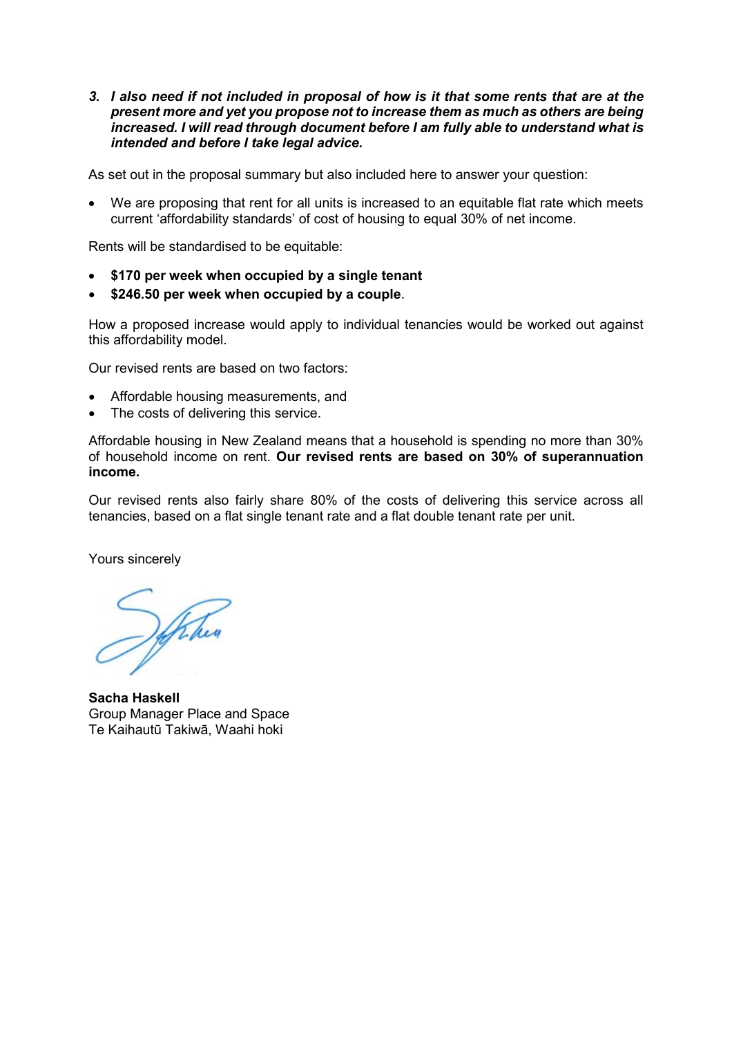3. ***I also need if not included in proposal of how is it that some rents that are at the present more and yet you propose not to increase them as much as others are being increased. I will read through document before I am fully able to understand what is intended and before I take legal advice.***

As set out in the proposal summary but also included here to answer your question:

- We are proposing that rent for all units is increased to an equitable flat rate which meets current 'affordability standards' of cost of housing to equal 30% of net income.

Rents will be standardised to be equitable:

- **$170 per week when occupied by a single tenant**
- **$246.50 per week when occupied by a couple**.

How a proposed increase would apply to individual tenancies would be worked out against this affordability model.

Our revised rents are based on two factors:

- Affordable housing measurements, and
- The costs of delivering this service.

Affordable housing in New Zealand means that a household is spending no more than 30% of household income on rent. **Our revised rents are based on 30% of superannuation income.**

Our revised rents also fairly share 80% of the costs of delivering this service across all tenancies, based on a flat single tenant rate and a flat double tenant rate per unit.

Yours sincerely

**Sacha Haskell**
Group Manager Place and Space
Te Kaihautū Takiwā, Waahi hoki